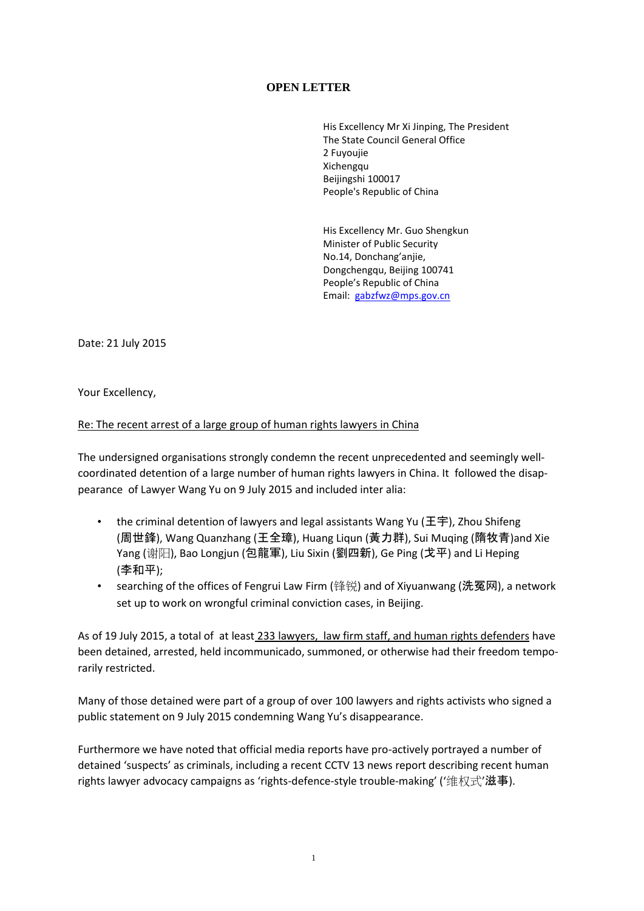**OPEN LETTER**

His Excellency Mr Xi Jinping, The President
The State Council General Office
2 Fuyoujie
Xichengqu
Beijingshi 100017
People's Republic of China

His Excellency Mr. Guo Shengkun
Minister of Public Security
No.14, Donchang'anjie,
Dongchengqu, Beijing 100741
People's Republic of China
Email: gabzfwz@mps.gov.cn

Date: 21 July 2015

Your Excellency,

Re: The recent arrest of a large group of human rights lawyers in China

The undersigned organisations strongly condemn the recent unprecedented and seemingly well-coordinated detention of a large number of human rights lawyers in China. It followed the disappearance of Lawyer Wang Yu on 9 July 2015 and included inter alia:

- the criminal detention of lawyers and legal assistants Wang Yu (王宇), Zhou Shifeng (周世鋒), Wang Quanzhang (王全璋), Huang Liqun (黃力群), Sui Muqing (隋牧青)and Xie Yang (谢阳), Bao Longjun (包龍軍), Liu Sixin (劉四新), Ge Ping (戈平) and Li Heping (李和平);
- searching of the offices of Fengrui Law Firm (锋锐) and of Xiyuanwang (洗冤网), a network set up to work on wrongful criminal conviction cases, in Beijing.

As of 19 July 2015, a total of at least 233 lawyers, law firm staff, and human rights defenders have been detained, arrested, held incommunicado, summoned, or otherwise had their freedom temporarily restricted.

Many of those detained were part of a group of over 100 lawyers and rights activists who signed a public statement on 9 July 2015 condemning Wang Yu's disappearance.

Furthermore we have noted that official media reports have pro-actively portrayed a number of detained 'suspects' as criminals, including a recent CCTV 13 news report describing recent human rights lawyer advocacy campaigns as 'rights-defence-style trouble-making' ('维权式'滋事).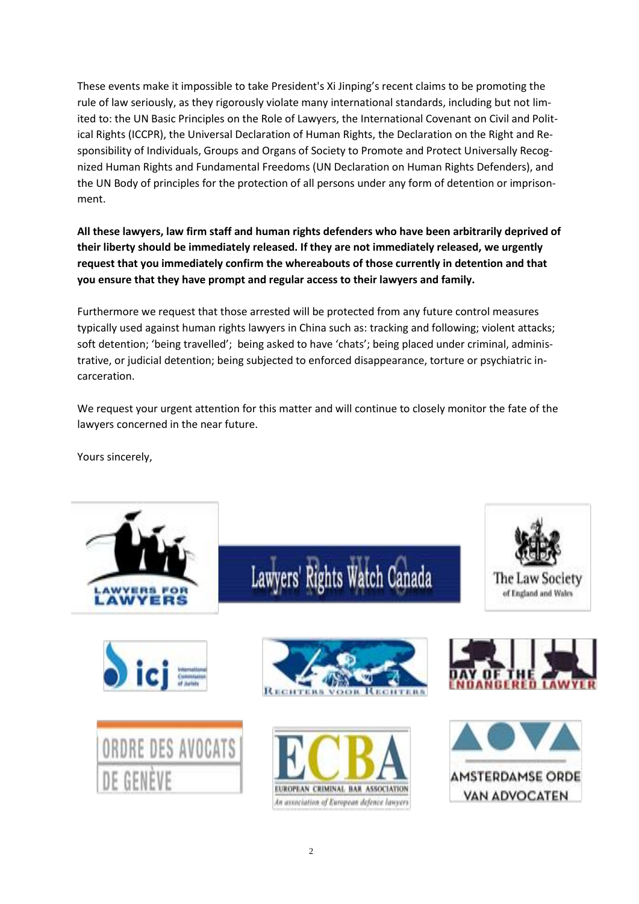These events make it impossible to take President's Xi Jinping's recent claims to be promoting the rule of law seriously, as they rigorously violate many international standards, including but not limited to: the UN Basic Principles on the Role of Lawyers, the International Covenant on Civil and Political Rights (ICCPR), the Universal Declaration of Human Rights, the Declaration on the Right and Responsibility of Individuals, Groups and Organs of Society to Promote and Protect Universally Recognized Human Rights and Fundamental Freedoms (UN Declaration on Human Rights Defenders), and the UN Body of principles for the protection of all persons under any form of detention or imprisonment.

**All these lawyers, law firm staff and human rights defenders who have been arbitrarily deprived of their liberty should be immediately released. If they are not immediately released, we urgently request that you immediately confirm the whereabouts of those currently in detention and that you ensure that they have prompt and regular access to their lawyers and family.**

Furthermore we request that those arrested will be protected from any future control measures typically used against human rights lawyers in China such as: tracking and following; violent attacks; soft detention; 'being travelled'; being asked to have 'chats'; being placed under criminal, administrative, or judicial detention; being subjected to enforced disappearance, torture or psychiatric incarceration.

We request your urgent attention for this matter and will continue to closely monitor the fate of the lawyers concerned in the near future.

Yours sincerely,

Lawyers for Lawyers

Lawyers' Rights Watch Canada

The Law Society of England and Wales

icj International Commission of Jurists

Rechters voor Rechters

Day of the Endangered Lawyer

Ordre des Avocats de Genève

ECBA European Criminal Bar Association – An association of European defence lawyers

Amsterdamse Orde van Advocaten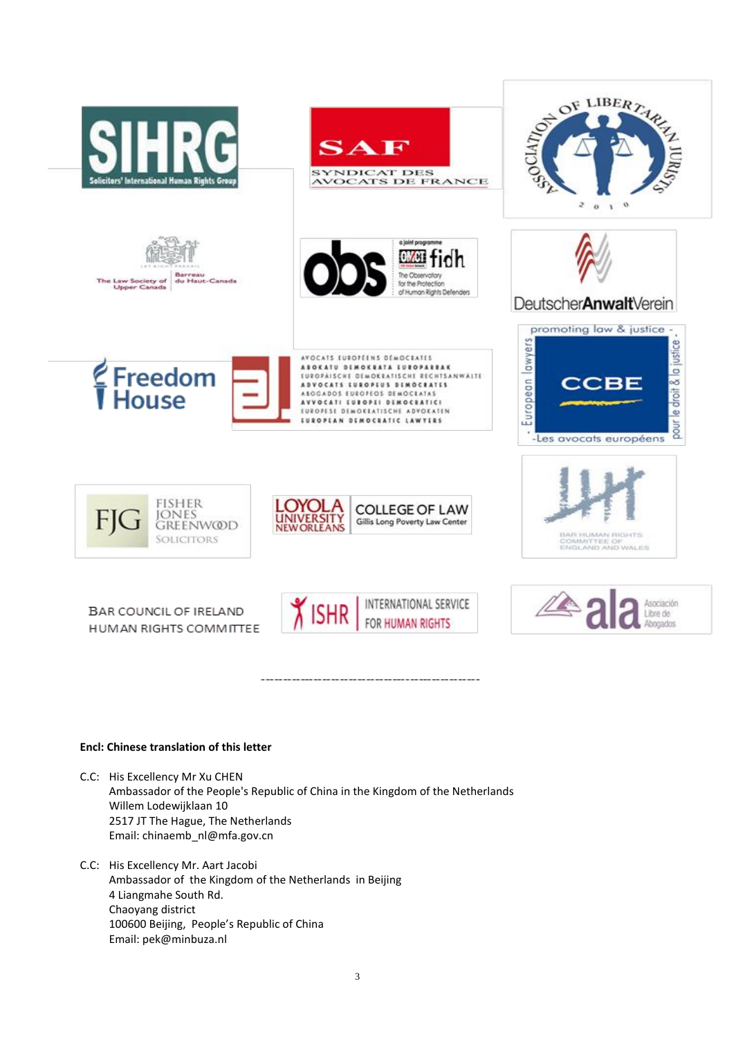SIHRG
Solicitors' International Human Rights Group

SAF
SYNDICAT DES AVOCATS DE FRANCE

ASSOCIATION OF LIBERTARIAN JURISTS
2010

The Law Society of Upper Canada | Barreau du Haut-Canada

obs
a joint programme OMCT fidh
The Observatory for the Protection of Human Rights Defenders

DeutscherAnwaltVerein

Freedom House

AVOCATS EUROPÉENS DÉMOCRATES
ABOKATU DEMOKRATA EUROPARRAK
EUROPÄISCHE DEMOKRATISCHE RECHTSANWÄLTE
ADVOCATS EUROPEUS DEMOCRATES
ABOGADOS EUROPEOS DEMOCRATAS
AVVOCATI EUROPEI DEMOCRATICI
EUROPESE DEMOKRATISCHE ADVOKATEN
EUROPEAN DEMOCRATIC LAWYERS

CCBE
promoting law & justice - European lawyers - Les avocats européens - pour le droit & la justice

FJG
FISHER JONES GREENWOOD SOLICITORS

LOYOLA UNIVERSITY NEW ORLEANS
COLLEGE OF LAW
Gillis Long Poverty Law Center

BAR HUMAN RIGHTS COMMITTEE OF ENGLAND AND WALES

BAR COUNCIL OF IRELAND
HUMAN RIGHTS COMMITTEE

ISHR
INTERNATIONAL SERVICE FOR HUMAN RIGHTS

ala
Asociación Libre de Abogados

---

**Encl: Chinese translation of this letter**

C.C: His Excellency Mr Xu CHEN
Ambassador of the People's Republic of China in the Kingdom of the Netherlands
Willem Lodewijklaan 10
2517 JT The Hague, The Netherlands
Email: chinaemb_nl@mfa.gov.cn

C.C: His Excellency Mr. Aart Jacobi
Ambassador of the Kingdom of the Netherlands in Beijing
4 Liangmahe South Rd.
Chaoyang district
100600 Beijing, People's Republic of China
Email: pek@minbuza.nl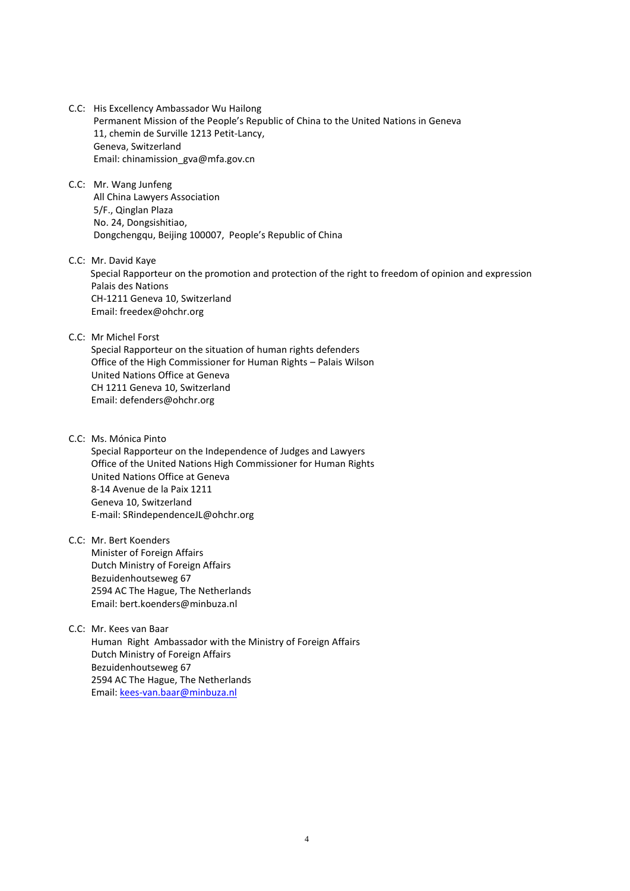C.C: His Excellency Ambassador Wu Hailong
Permanent Mission of the People's Republic of China to the United Nations in Geneva
11, chemin de Surville 1213 Petit-Lancy,
Geneva, Switzerland
Email: chinamission_gva@mfa.gov.cn

C.C: Mr. Wang Junfeng
All China Lawyers Association
5/F., Qinglan Plaza
No. 24, Dongsishitiao,
Dongchengqu, Beijing 100007, People's Republic of China

C.C: Mr. David Kaye
Special Rapporteur on the promotion and protection of the right to freedom of opinion and expression
Palais des Nations
CH-1211 Geneva 10, Switzerland
Email: freedex@ohchr.org

C.C: Mr Michel Forst
Special Rapporteur on the situation of human rights defenders
Office of the High Commissioner for Human Rights – Palais Wilson
United Nations Office at Geneva
CH 1211 Geneva 10, Switzerland
Email: defenders@ohchr.org

C.C: Ms. Mónica Pinto
Special Rapporteur on the Independence of Judges and Lawyers
Office of the United Nations High Commissioner for Human Rights
United Nations Office at Geneva
8-14 Avenue de la Paix 1211
Geneva 10, Switzerland
E-mail: SRindependenceJL@ohchr.org

C.C: Mr. Bert Koenders
Minister of Foreign Affairs
Dutch Ministry of Foreign Affairs
Bezuidenhoutseweg 67
2594 AC The Hague, The Netherlands
Email: bert.koenders@minbuza.nl

C.C: Mr. Kees van Baar
Human Right Ambassador with the Ministry of Foreign Affairs
Dutch Ministry of Foreign Affairs
Bezuidenhoutseweg 67
2594 AC The Hague, The Netherlands
Email: kees-van.baar@minbuza.nl